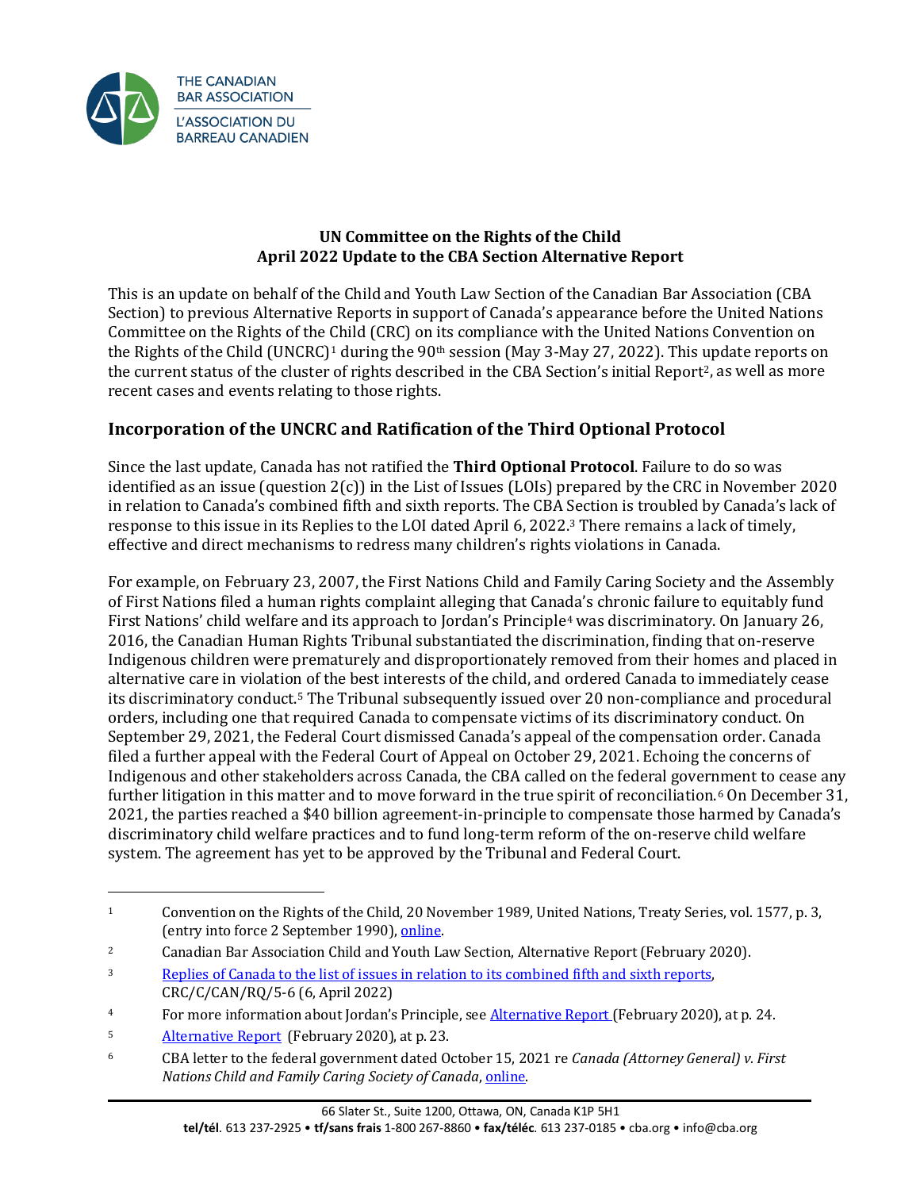**UN Committee on the Rights of the Child**
**April 2022 Update to the CBA Section Alternative Report**

This is an update on behalf of the Child and Youth Law Section of the Canadian Bar Association (CBA Section) to previous Alternative Reports in support of Canada's appearance before the United Nations Committee on the Rights of the Child (CRC) on its compliance with the United Nations Convention on the Rights of the Child (UNCRC)[1] during the 90th session (May 3-May 27, 2022). This update reports on the current status of the cluster of rights described in the CBA Section's initial Report[2], as well as more recent cases and events relating to those rights.

## Incorporation of the UNCRC and Ratification of the Third Optional Protocol

Since the last update, Canada has not ratified the **Third Optional Protocol**. Failure to do so was identified as an issue (question 2(c)) in the List of Issues (LOIs) prepared by the CRC in November 2020 in relation to Canada's combined fifth and sixth reports. The CBA Section is troubled by Canada's lack of response to this issue in its Replies to the LOI dated April 6, 2022.[3] There remains a lack of timely, effective and direct mechanisms to redress many children's rights violations in Canada.

For example, on February 23, 2007, the First Nations Child and Family Caring Society and the Assembly of First Nations filed a human rights complaint alleging that Canada's chronic failure to equitably fund First Nations' child welfare and its approach to Jordan's Principle[4] was discriminatory. On January 26, 2016, the Canadian Human Rights Tribunal substantiated the discrimination, finding that on-reserve Indigenous children were prematurely and disproportionately removed from their homes and placed in alternative care in violation of the best interests of the child, and ordered Canada to immediately cease its discriminatory conduct.[5] The Tribunal subsequently issued over 20 non-compliance and procedural orders, including one that required Canada to compensate victims of its discriminatory conduct. On September 29, 2021, the Federal Court dismissed Canada's appeal of the compensation order. Canada filed a further appeal with the Federal Court of Appeal on October 29, 2021. Echoing the concerns of Indigenous and other stakeholders across Canada, the CBA called on the federal government to cease any further litigation in this matter and to move forward in the true spirit of reconciliation.[6] On December 31, 2021, the parties reached a $40 billion agreement-in-principle to compensate those harmed by Canada's discriminatory child welfare practices and to fund long-term reform of the on-reserve child welfare system. The agreement has yet to be approved by the Tribunal and Federal Court.

---

[1] Convention on the Rights of the Child, 20 November 1989, United Nations, Treaty Series, vol. 1577, p. 3, (entry into force 2 September 1990), online.

[2] Canadian Bar Association Child and Youth Law Section, Alternative Report (February 2020).

[3] Replies of Canada to the list of issues in relation to its combined fifth and sixth reports, CRC/C/CAN/RQ/5-6 (6, April 2022)

[4] For more information about Jordan's Principle, see Alternative Report (February 2020), at p. 24.

[5] Alternative Report (February 2020), at p. 23.

[6] CBA letter to the federal government dated October 15, 2021 re *Canada (Attorney General) v. First Nations Child and Family Caring Society of Canada*, online.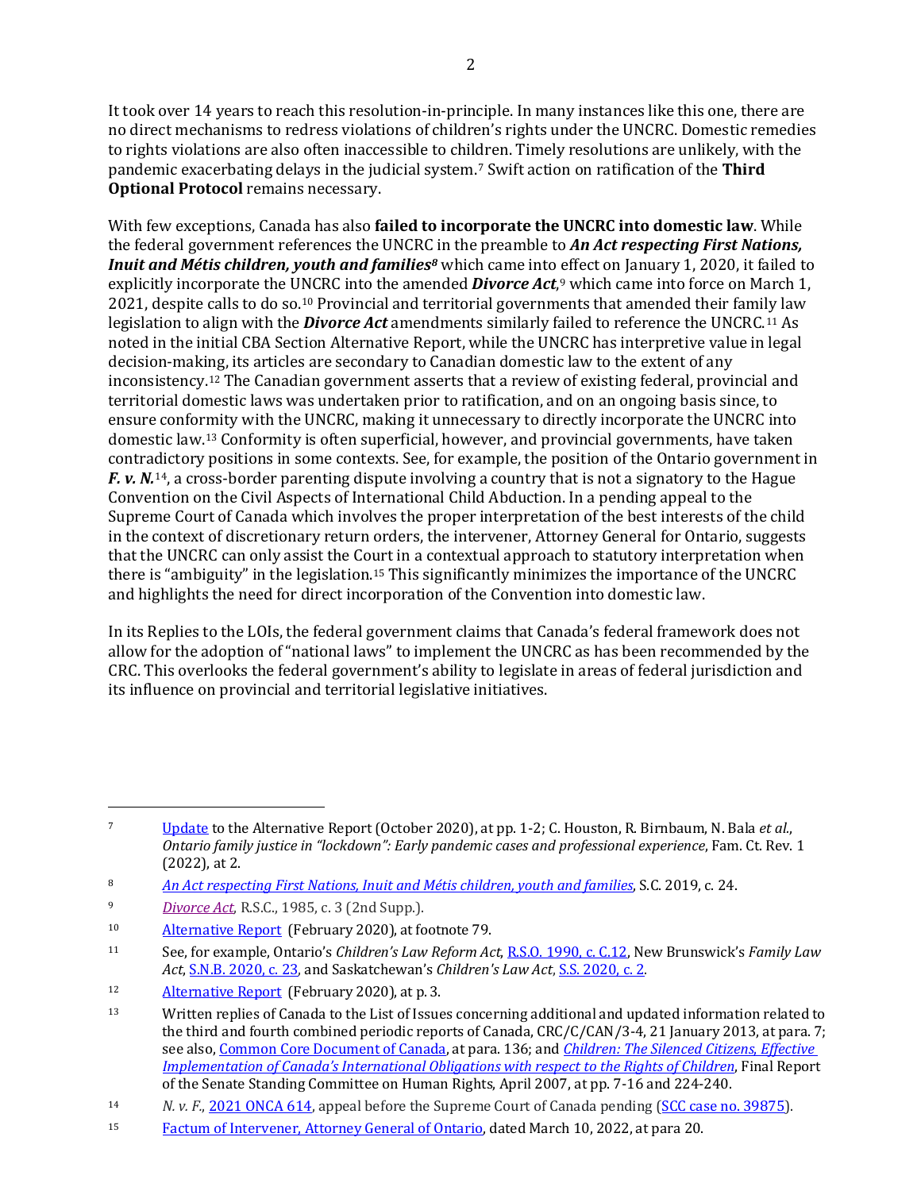It took over 14 years to reach this resolution-in-principle. In many instances like this one, there are no direct mechanisms to redress violations of children's rights under the UNCRC. Domestic remedies to rights violations are also often inaccessible to children. Timely resolutions are unlikely, with the pandemic exacerbating delays in the judicial system.[7] Swift action on ratification of the **Third Optional Protocol** remains necessary.

With few exceptions, Canada has also **failed to incorporate the UNCRC into domestic law**. While the federal government references the UNCRC in the preamble to ***An Act respecting First Nations, Inuit and Métis children, youth and families***[8] which came into effect on January 1, 2020, it failed to explicitly incorporate the UNCRC into the amended ***Divorce Act***,[9] which came into force on March 1, 2021, despite calls to do so.[10] Provincial and territorial governments that amended their family law legislation to align with the ***Divorce Act*** amendments similarly failed to reference the UNCRC.[11] As noted in the initial CBA Section Alternative Report, while the UNCRC has interpretive value in legal decision-making, its articles are secondary to Canadian domestic law to the extent of any inconsistency.[12] The Canadian government asserts that a review of existing federal, provincial and territorial domestic laws was undertaken prior to ratification, and on an ongoing basis since, to ensure conformity with the UNCRC, making it unnecessary to directly incorporate the UNCRC into domestic law.[13] Conformity is often superficial, however, and provincial governments, have taken contradictory positions in some contexts. See, for example, the position of the Ontario government in ***F. v. N.***[14], a cross-border parenting dispute involving a country that is not a signatory to the Hague Convention on the Civil Aspects of International Child Abduction. In a pending appeal to the Supreme Court of Canada which involves the proper interpretation of the best interests of the child in the context of discretionary return orders, the intervener, Attorney General for Ontario, suggests that the UNCRC can only assist the Court in a contextual approach to statutory interpretation when there is "ambiguity" in the legislation.[15] This significantly minimizes the importance of the UNCRC and highlights the need for direct incorporation of the Convention into domestic law.

In its Replies to the LOIs, the federal government claims that Canada's federal framework does not allow for the adoption of "national laws" to implement the UNCRC as has been recommended by the CRC. This overlooks the federal government's ability to legislate in areas of federal jurisdiction and its influence on provincial and territorial legislative initiatives.

---

[7] Update to the Alternative Report (October 2020), at pp. 1-2; C. Houston, R. Birnbaum, N. Bala *et al.*, *Ontario family justice in "lockdown": Early pandemic cases and professional experience*, Fam. Ct. Rev. 1 (2022), at 2.

[8] *An Act respecting First Nations, Inuit and Métis children, youth and families*, S.C. 2019, c. 24.

[9] *Divorce Act*, R.S.C., 1985, c. 3 (2nd Supp.).

[10] Alternative Report (February 2020), at footnote 79.

[11] See, for example, Ontario's *Children's Law Reform Act*, R.S.O. 1990, c. C.12, New Brunswick's *Family Law Act*, S.N.B. 2020, c. 23, and Saskatchewan's *Children's Law Act*, S.S. 2020, c. 2.

[12] Alternative Report (February 2020), at p. 3.

[13] Written replies of Canada to the List of Issues concerning additional and updated information related to the third and fourth combined periodic reports of Canada, CRC/C/CAN/3-4, 21 January 2013, at para. 7; see also, Common Core Document of Canada, at para. 136; and *Children: The Silenced Citizens, Effective Implementation of Canada's International Obligations with respect to the Rights of Children*, Final Report of the Senate Standing Committee on Human Rights, April 2007, at pp. 7-16 and 224-240.

[14] *N. v. F.*, 2021 ONCA 614, appeal before the Supreme Court of Canada pending (SCC case no. 39875).

[15] Factum of Intervener, Attorney General of Ontario, dated March 10, 2022, at para 20.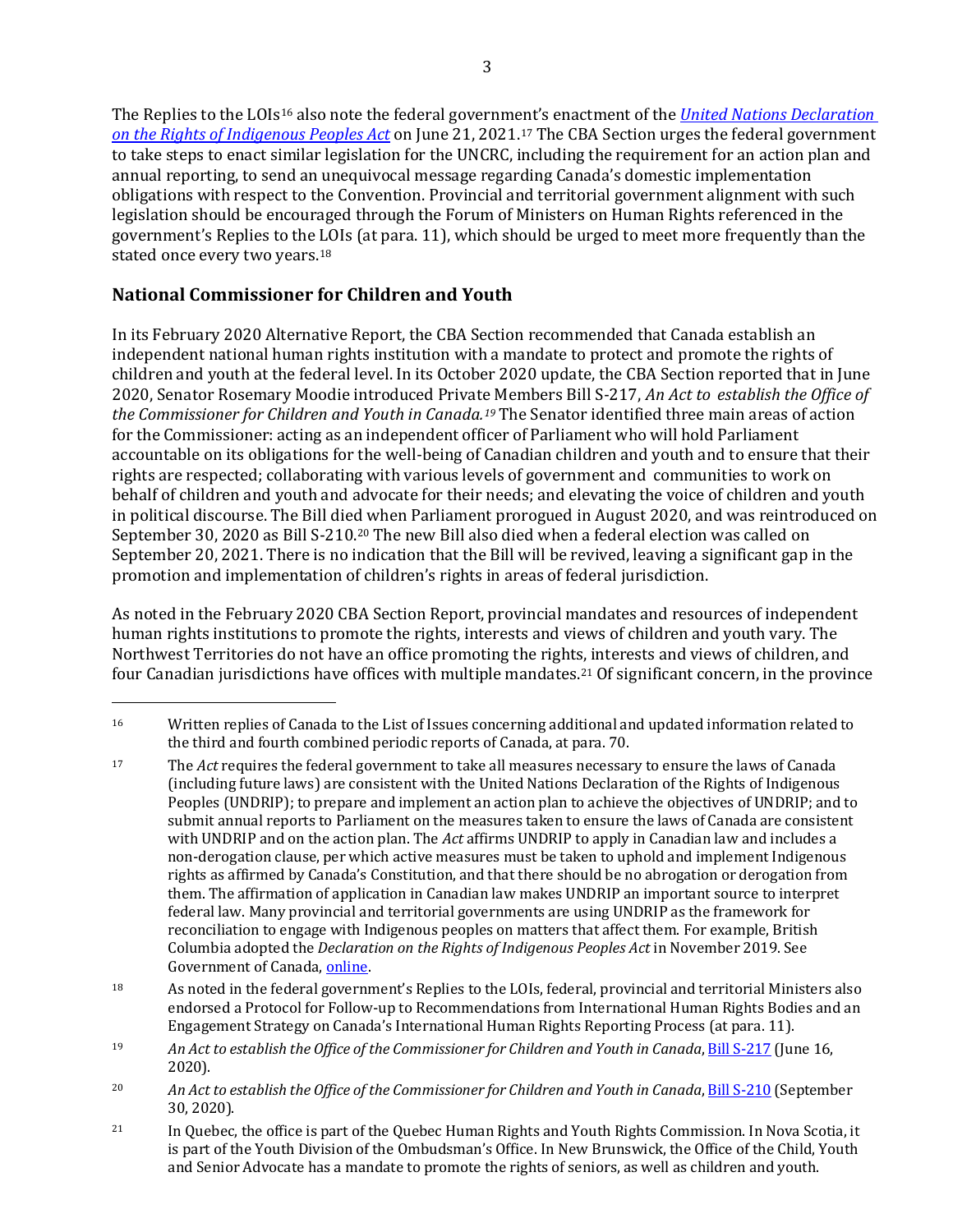The Replies to the LOIs[16] also note the federal government's enactment of the *United Nations Declaration on the Rights of Indigenous Peoples Act* on June 21, 2021.[17] The CBA Section urges the federal government to take steps to enact similar legislation for the UNCRC, including the requirement for an action plan and annual reporting, to send an unequivocal message regarding Canada's domestic implementation obligations with respect to the Convention. Provincial and territorial government alignment with such legislation should be encouraged through the Forum of Ministers on Human Rights referenced in the government's Replies to the LOIs (at para. 11), which should be urged to meet more frequently than the stated once every two years.[18]

## National Commissioner for Children and Youth

In its February 2020 Alternative Report, the CBA Section recommended that Canada establish an independent national human rights institution with a mandate to protect and promote the rights of children and youth at the federal level. In its October 2020 update, the CBA Section reported that in June 2020, Senator Rosemary Moodie introduced Private Members Bill S-217, *An Act to establish the Office of the Commissioner for Children and Youth in Canada.*[19] The Senator identified three main areas of action for the Commissioner: acting as an independent officer of Parliament who will hold Parliament accountable on its obligations for the well-being of Canadian children and youth and to ensure that their rights are respected; collaborating with various levels of government and communities to work on behalf of children and youth and advocate for their needs; and elevating the voice of children and youth in political discourse. The Bill died when Parliament prorogued in August 2020, and was reintroduced on September 30, 2020 as Bill S-210.[20] The new Bill also died when a federal election was called on September 20, 2021. There is no indication that the Bill will be revived, leaving a significant gap in the promotion and implementation of children's rights in areas of federal jurisdiction.

As noted in the February 2020 CBA Section Report, provincial mandates and resources of independent human rights institutions to promote the rights, interests and views of children and youth vary. The Northwest Territories do not have an office promoting the rights, interests and views of children, and four Canadian jurisdictions have offices with multiple mandates.[21] Of significant concern, in the province

---

[16] Written replies of Canada to the List of Issues concerning additional and updated information related to the third and fourth combined periodic reports of Canada, at para. 70.

[17] The *Act* requires the federal government to take all measures necessary to ensure the laws of Canada (including future laws) are consistent with the United Nations Declaration of the Rights of Indigenous Peoples (UNDRIP); to prepare and implement an action plan to achieve the objectives of UNDRIP; and to submit annual reports to Parliament on the measures taken to ensure the laws of Canada are consistent with UNDRIP and on the action plan. The *Act* affirms UNDRIP to apply in Canadian law and includes a non-derogation clause, per which active measures must be taken to uphold and implement Indigenous rights as affirmed by Canada's Constitution, and that there should be no abrogation or derogation from them. The affirmation of application in Canadian law makes UNDRIP an important source to interpret federal law. Many provincial and territorial governments are using UNDRIP as the framework for reconciliation to engage with Indigenous peoples on matters that affect them. For example, British Columbia adopted the *Declaration on the Rights of Indigenous Peoples Act* in November 2019. See Government of Canada, online.

[18] As noted in the federal government's Replies to the LOIs, federal, provincial and territorial Ministers also endorsed a Protocol for Follow-up to Recommendations from International Human Rights Bodies and an Engagement Strategy on Canada's International Human Rights Reporting Process (at para. 11).

[19] *An Act to establish the Office of the Commissioner for Children and Youth in Canada*, Bill S-217 (June 16, 2020).

[20] *An Act to establish the Office of the Commissioner for Children and Youth in Canada*, Bill S-210 (September 30, 2020).

[21] In Quebec, the office is part of the Quebec Human Rights and Youth Rights Commission. In Nova Scotia, it is part of the Youth Division of the Ombudsman's Office. In New Brunswick, the Office of the Child, Youth and Senior Advocate has a mandate to promote the rights of seniors, as well as children and youth.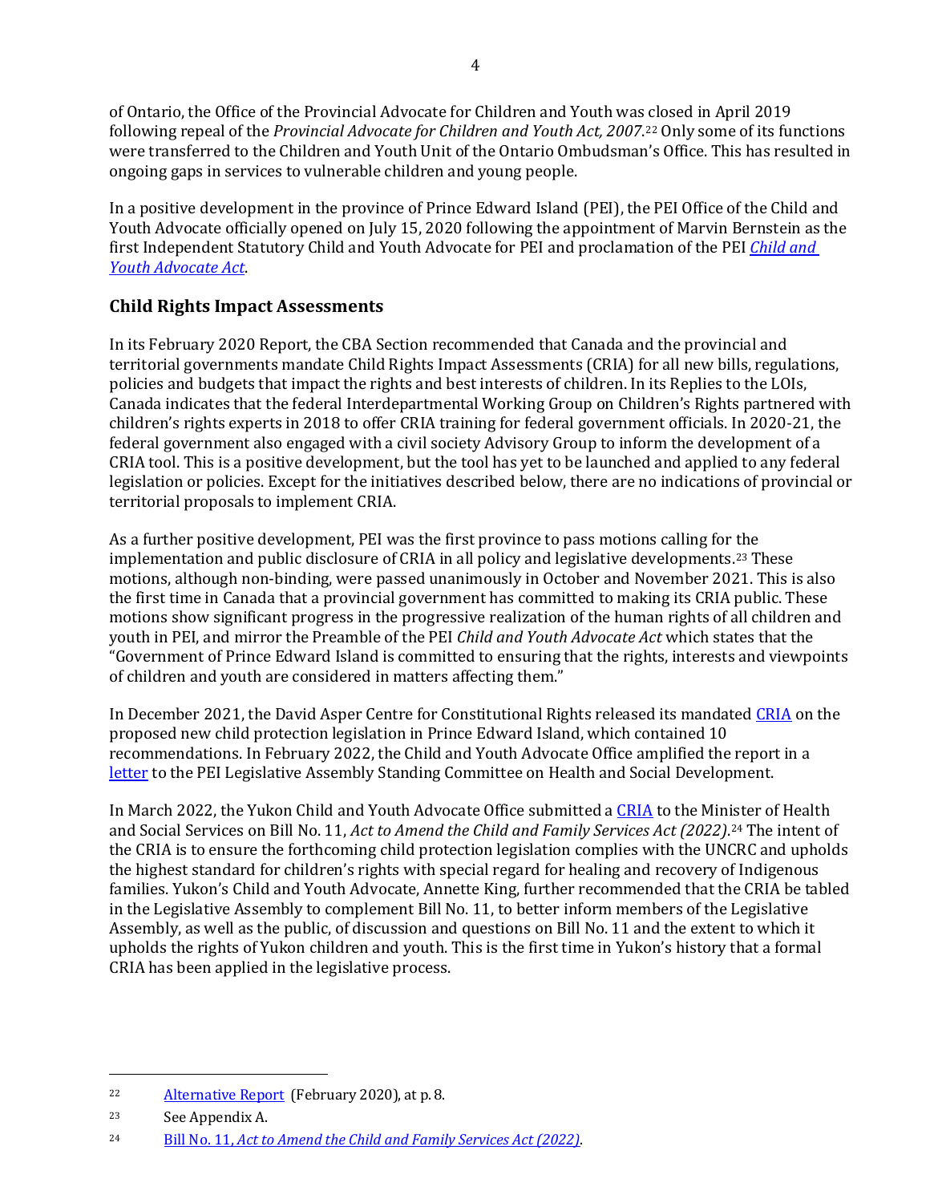of Ontario, the Office of the Provincial Advocate for Children and Youth was closed in April 2019 following repeal of the *Provincial Advocate for Children and Youth Act, 2007*.[22] Only some of its functions were transferred to the Children and Youth Unit of the Ontario Ombudsman's Office. This has resulted in ongoing gaps in services to vulnerable children and young people.

In a positive development in the province of Prince Edward Island (PEI), the PEI Office of the Child and Youth Advocate officially opened on July 15, 2020 following the appointment of Marvin Bernstein as the first Independent Statutory Child and Youth Advocate for PEI and proclamation of the PEI *Child and Youth Advocate Act*.

## Child Rights Impact Assessments

In its February 2020 Report, the CBA Section recommended that Canada and the provincial and territorial governments mandate Child Rights Impact Assessments (CRIA) for all new bills, regulations, policies and budgets that impact the rights and best interests of children. In its Replies to the LOIs, Canada indicates that the federal Interdepartmental Working Group on Children's Rights partnered with children's rights experts in 2018 to offer CRIA training for federal government officials. In 2020-21, the federal government also engaged with a civil society Advisory Group to inform the development of a CRIA tool. This is a positive development, but the tool has yet to be launched and applied to any federal legislation or policies. Except for the initiatives described below, there are no indications of provincial or territorial proposals to implement CRIA.

As a further positive development, PEI was the first province to pass motions calling for the implementation and public disclosure of CRIA in all policy and legislative developments.[23] These motions, although non-binding, were passed unanimously in October and November 2021. This is also the first time in Canada that a provincial government has committed to making its CRIA public. These motions show significant progress in the progressive realization of the human rights of all children and youth in PEI, and mirror the Preamble of the PEI *Child and Youth Advocate Act* which states that the "Government of Prince Edward Island is committed to ensuring that the rights, interests and viewpoints of children and youth are considered in matters affecting them."

In December 2021, the David Asper Centre for Constitutional Rights released its mandated CRIA on the proposed new child protection legislation in Prince Edward Island, which contained 10 recommendations. In February 2022, the Child and Youth Advocate Office amplified the report in a letter to the PEI Legislative Assembly Standing Committee on Health and Social Development.

In March 2022, the Yukon Child and Youth Advocate Office submitted a CRIA to the Minister of Health and Social Services on Bill No. 11, *Act to Amend the Child and Family Services Act (2022)*.[24] The intent of the CRIA is to ensure the forthcoming child protection legislation complies with the UNCRC and upholds the highest standard for children's rights with special regard for healing and recovery of Indigenous families. Yukon's Child and Youth Advocate, Annette King, further recommended that the CRIA be tabled in the Legislative Assembly to complement Bill No. 11, to better inform members of the Legislative Assembly, as well as the public, of discussion and questions on Bill No. 11 and the extent to which it upholds the rights of Yukon children and youth. This is the first time in Yukon's history that a formal CRIA has been applied in the legislative process.

---

[22] Alternative Report (February 2020), at p. 8.

[23] See Appendix A.

[24] Bill No. 11, *Act to Amend the Child and Family Services Act (2022)*.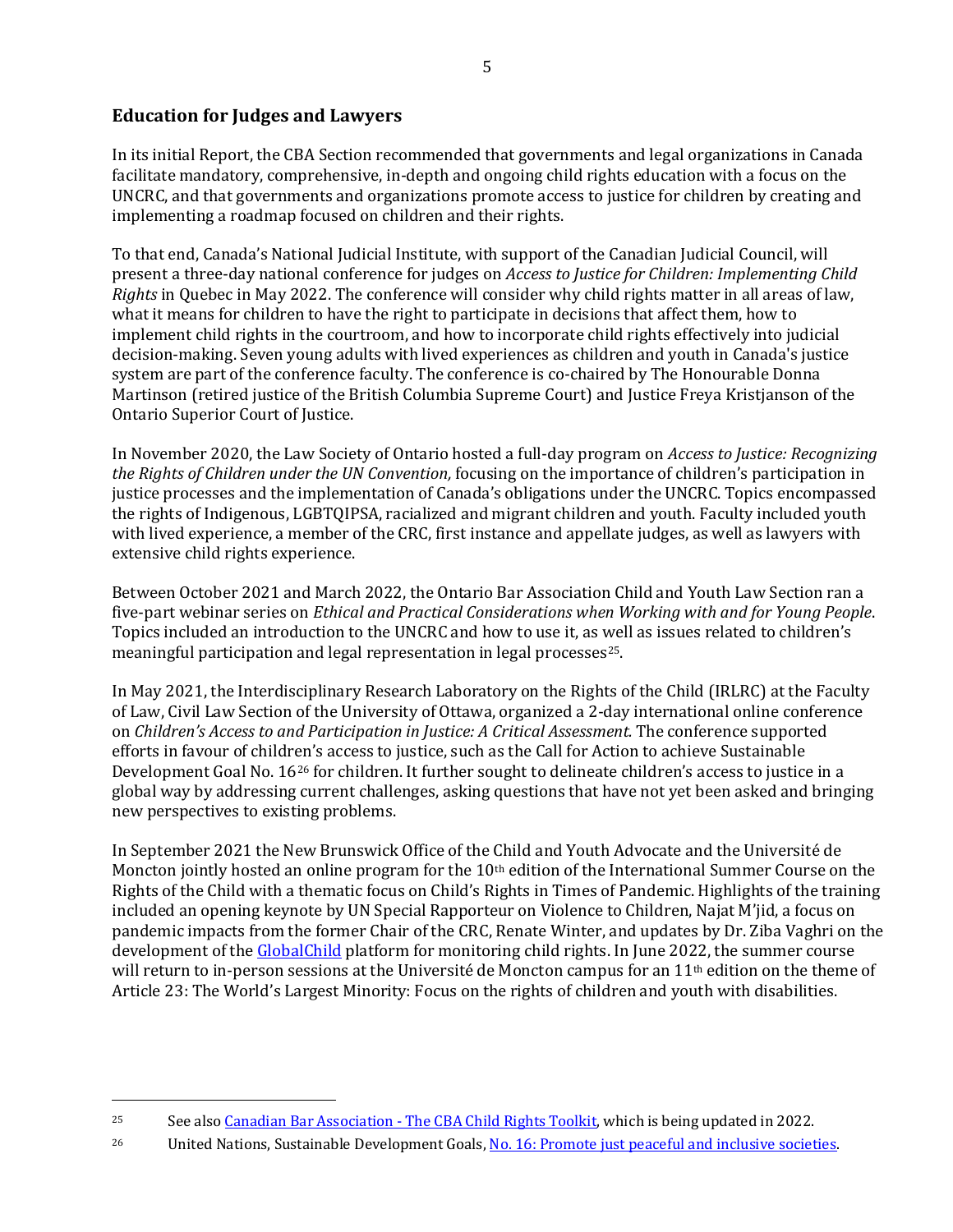## Education for Judges and Lawyers

In its initial Report, the CBA Section recommended that governments and legal organizations in Canada facilitate mandatory, comprehensive, in-depth and ongoing child rights education with a focus on the UNCRC, and that governments and organizations promote access to justice for children by creating and implementing a roadmap focused on children and their rights.

To that end, Canada's National Judicial Institute, with support of the Canadian Judicial Council, will present a three-day national conference for judges on *Access to Justice for Children: Implementing Child Rights* in Quebec in May 2022. The conference will consider why child rights matter in all areas of law, what it means for children to have the right to participate in decisions that affect them, how to implement child rights in the courtroom, and how to incorporate child rights effectively into judicial decision-making. Seven young adults with lived experiences as children and youth in Canada's justice system are part of the conference faculty. The conference is co-chaired by The Honourable Donna Martinson (retired justice of the British Columbia Supreme Court) and Justice Freya Kristjanson of the Ontario Superior Court of Justice.

In November 2020, the Law Society of Ontario hosted a full-day program on *Access to Justice: Recognizing the Rights of Children under the UN Convention,* focusing on the importance of children's participation in justice processes and the implementation of Canada's obligations under the UNCRC. Topics encompassed the rights of Indigenous, LGBTQIPSA, racialized and migrant children and youth. Faculty included youth with lived experience, a member of the CRC, first instance and appellate judges, as well as lawyers with extensive child rights experience.

Between October 2021 and March 2022, the Ontario Bar Association Child and Youth Law Section ran a five-part webinar series on *Ethical and Practical Considerations when Working with and for Young People*. Topics included an introduction to the UNCRC and how to use it, as well as issues related to children's meaningful participation and legal representation in legal processes[25].

In May 2021, the Interdisciplinary Research Laboratory on the Rights of the Child (IRLRC) at the Faculty of Law, Civil Law Section of the University of Ottawa, organized a 2-day international online conference on *Children's Access to and Participation in Justice: A Critical Assessment.* The conference supported efforts in favour of children's access to justice, such as the Call for Action to achieve Sustainable Development Goal No. 16[26] for children. It further sought to delineate children's access to justice in a global way by addressing current challenges, asking questions that have not yet been asked and bringing new perspectives to existing problems.

In September 2021 the New Brunswick Office of the Child and Youth Advocate and the Université de Moncton jointly hosted an online program for the 10th edition of the International Summer Course on the Rights of the Child with a thematic focus on Child's Rights in Times of Pandemic. Highlights of the training included an opening keynote by UN Special Rapporteur on Violence to Children, Najat M'jid, a focus on pandemic impacts from the former Chair of the CRC, Renate Winter, and updates by Dr. Ziba Vaghri on the development of the GlobalChild platform for monitoring child rights. In June 2022, the summer course will return to in-person sessions at the Université de Moncton campus for an 11th edition on the theme of Article 23: The World's Largest Minority: Focus on the rights of children and youth with disabilities.

---

[25] See also Canadian Bar Association - The CBA Child Rights Toolkit, which is being updated in 2022.

[26] United Nations, Sustainable Development Goals, No. 16: Promote just peaceful and inclusive societies.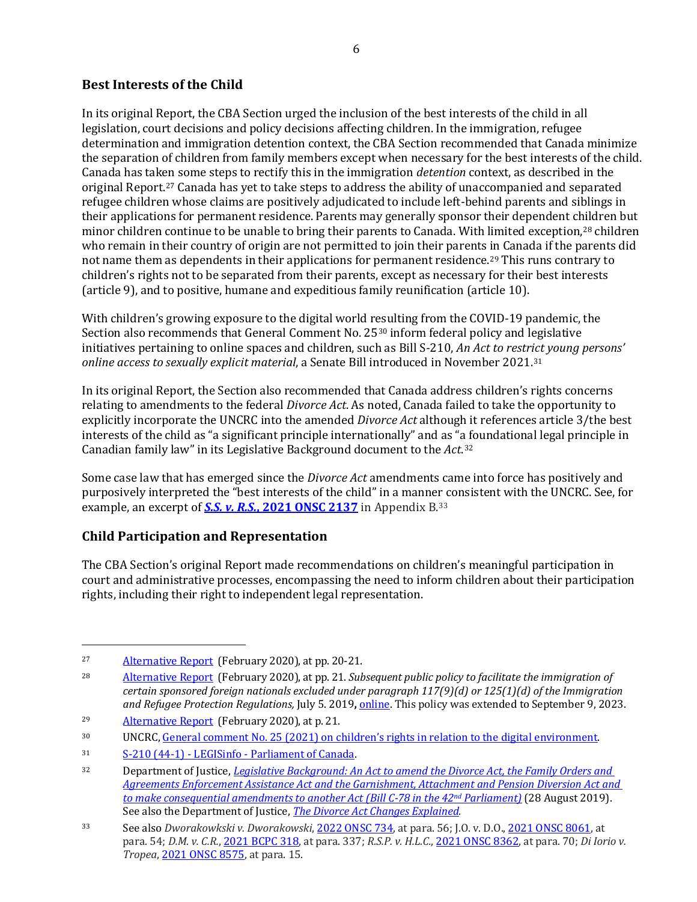## Best Interests of the Child

In its original Report, the CBA Section urged the inclusion of the best interests of the child in all legislation, court decisions and policy decisions affecting children. In the immigration, refugee determination and immigration detention context, the CBA Section recommended that Canada minimize the separation of children from family members except when necessary for the best interests of the child. Canada has taken some steps to rectify this in the immigration *detention* context, as described in the original Report.[27] Canada has yet to take steps to address the ability of unaccompanied and separated refugee children whose claims are positively adjudicated to include left-behind parents and siblings in their applications for permanent residence. Parents may generally sponsor their dependent children but minor children continue to be unable to bring their parents to Canada. With limited exception,[28] children who remain in their country of origin are not permitted to join their parents in Canada if the parents did not name them as dependents in their applications for permanent residence.[29] This runs contrary to children's rights not to be separated from their parents, except as necessary for their best interests (article 9), and to positive, humane and expeditious family reunification (article 10).

With children's growing exposure to the digital world resulting from the COVID-19 pandemic, the Section also recommends that General Comment No. 25[30] inform federal policy and legislative initiatives pertaining to online spaces and children, such as Bill S-210, *An Act to restrict young persons' online access to sexually explicit material*, a Senate Bill introduced in November 2021.[31]

In its original Report, the Section also recommended that Canada address children's rights concerns relating to amendments to the federal *Divorce Act*. As noted, Canada failed to take the opportunity to explicitly incorporate the UNCRC into the amended *Divorce Act* although it references article 3/the best interests of the child as "a significant principle internationally" and as "a foundational legal principle in Canadian family law" in its Legislative Background document to the *Act*.[32]

Some case law that has emerged since the *Divorce Act* amendments came into force has positively and purposively interpreted the "best interests of the child" in a manner consistent with the UNCRC. See, for example, an excerpt of ***S.S. v. R.S.*, 2021 ONSC 2137** in Appendix B.[33]

## Child Participation and Representation

The CBA Section's original Report made recommendations on children's meaningful participation in court and administrative processes, encompassing the need to inform children about their participation rights, including their right to independent legal representation.

---

27 Alternative Report (February 2020), at pp. 20-21.

28 Alternative Report (February 2020), at pp. 21. *Subsequent public policy to facilitate the immigration of certain sponsored foreign nationals excluded under paragraph 117(9)(d) or 125(1)(d) of the Immigration and Refugee Protection Regulations,* July 5. 2019**,** online. This policy was extended to September 9, 2023.

29 Alternative Report (February 2020), at p. 21.

30 UNCRC, General comment No. 25 (2021) on children's rights in relation to the digital environment.

31 S-210 (44-1) - LEGISinfo - Parliament of Canada.

32 Department of Justice, *Legislative Background: An Act to amend the Divorce Act, the Family Orders and Agreements Enforcement Assistance Act and the Garnishment, Attachment and Pension Diversion Act and to make consequential amendments to another Act (Bill C-78 in the 42nd Parliament)* (28 August 2019). See also the Department of Justice, *The Divorce Act Changes Explained.*

33 See also *Dworakowkski v. Dworakowski*, 2022 ONSC 734, at para. 56; J.O. v. D.O., 2021 ONSC 8061, at para. 54; *D.M. v. C.R.*, 2021 BCPC 318, at para. 337; *R.S.P. v. H.L.C.*, 2021 ONSC 8362, at para. 70; *Di Iorio v. Tropea*, 2021 ONSC 8575, at para. 15.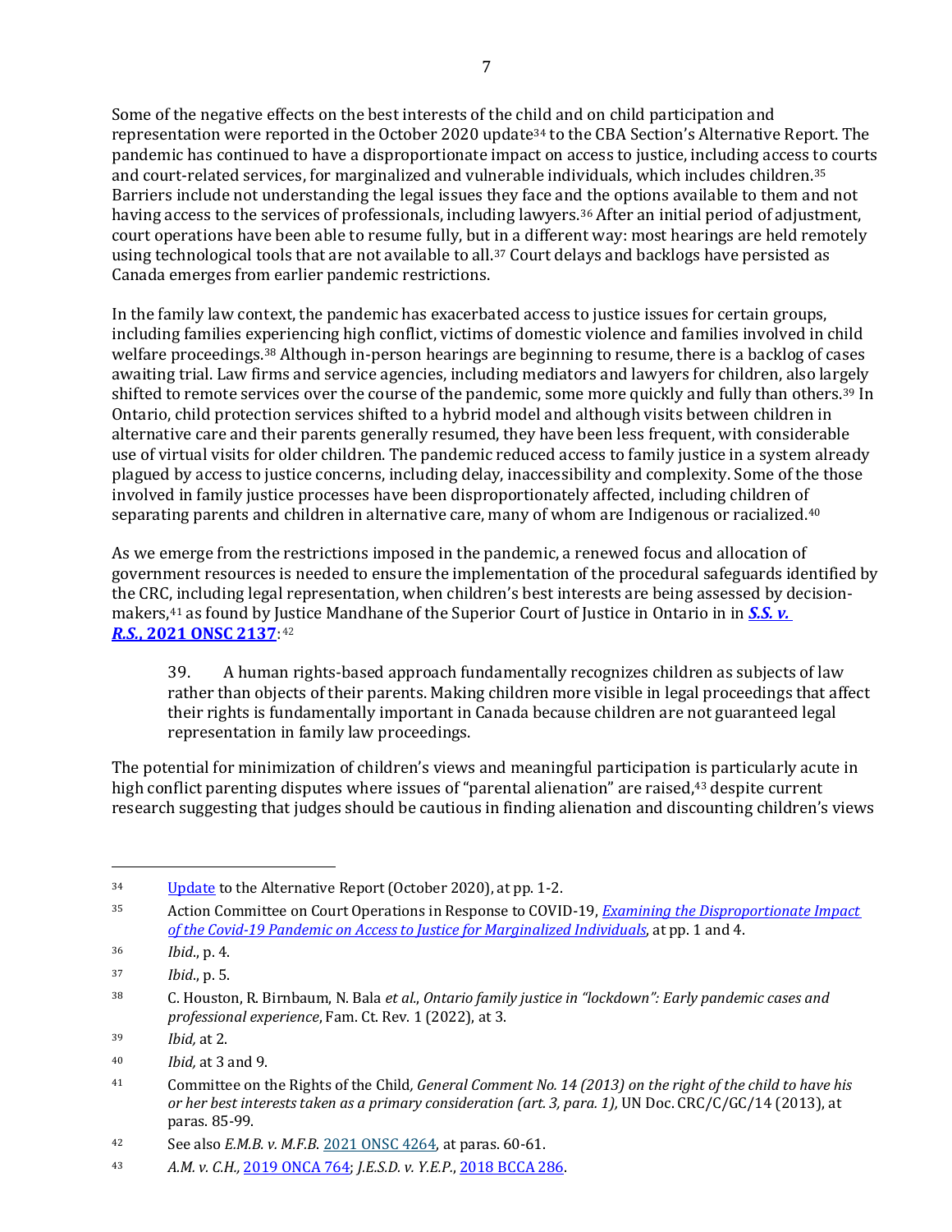Some of the negative effects on the best interests of the child and on child participation and representation were reported in the October 2020 update[34] to the CBA Section's Alternative Report. The pandemic has continued to have a disproportionate impact on access to justice, including access to courts and court-related services, for marginalized and vulnerable individuals, which includes children.[35] Barriers include not understanding the legal issues they face and the options available to them and not having access to the services of professionals, including lawyers.[36] After an initial period of adjustment, court operations have been able to resume fully, but in a different way: most hearings are held remotely using technological tools that are not available to all.[37] Court delays and backlogs have persisted as Canada emerges from earlier pandemic restrictions.

In the family law context, the pandemic has exacerbated access to justice issues for certain groups, including families experiencing high conflict, victims of domestic violence and families involved in child welfare proceedings.[38] Although in-person hearings are beginning to resume, there is a backlog of cases awaiting trial. Law firms and service agencies, including mediators and lawyers for children, also largely shifted to remote services over the course of the pandemic, some more quickly and fully than others.[39] In Ontario, child protection services shifted to a hybrid model and although visits between children in alternative care and their parents generally resumed, they have been less frequent, with considerable use of virtual visits for older children. The pandemic reduced access to family justice in a system already plagued by access to justice concerns, including delay, inaccessibility and complexity. Some of the those involved in family justice processes have been disproportionately affected, including children of separating parents and children in alternative care, many of whom are Indigenous or racialized.[40]

As we emerge from the restrictions imposed in the pandemic, a renewed focus and allocation of government resources is needed to ensure the implementation of the procedural safeguards identified by the CRC, including legal representation, when children's best interests are being assessed by decision-makers,[41] as found by Justice Mandhane of the Superior Court of Justice in Ontario in in ***S.S. v. R.S.*, 2021 ONSC 2137**:[42]

> 39. A human rights-based approach fundamentally recognizes children as subjects of law rather than objects of their parents. Making children more visible in legal proceedings that affect their rights is fundamentally important in Canada because children are not guaranteed legal representation in family law proceedings.

The potential for minimization of children's views and meaningful participation is particularly acute in high conflict parenting disputes where issues of "parental alienation" are raised,[43] despite current research suggesting that judges should be cautious in finding alienation and discounting children's views

---

34 Update to the Alternative Report (October 2020), at pp. 1-2.

35 Action Committee on Court Operations in Response to COVID-19, *Examining the Disproportionate Impact of the Covid-19 Pandemic on Access to Justice for Marginalized Individuals*, at pp. 1 and 4.

36 *Ibid*., p. 4.

37 *Ibid*., p. 5.

38 C. Houston, R. Birnbaum, N. Bala *et al.*, *Ontario family justice in "lockdown": Early pandemic cases and professional experience*, Fam. Ct. Rev. 1 (2022), at 3.

39 *Ibid,* at 2.

40 *Ibid,* at 3 and 9.

41 Committee on the Rights of the Child*, General Comment No. 14 (2013) on the right of the child to have his or her best interests taken as a primary consideration (art. 3, para. 1),* UN Doc. CRC/C/GC/14 (2013), at paras. 85-99.

42 See also *E.M.B. v. M.F.B.* 2021 ONSC 4264, at paras. 60-61.

43 *A.M. v. C.H.,* 2019 ONCA 764; *J.E.S.D. v. Y.E.P.*, 2018 BCCA 286.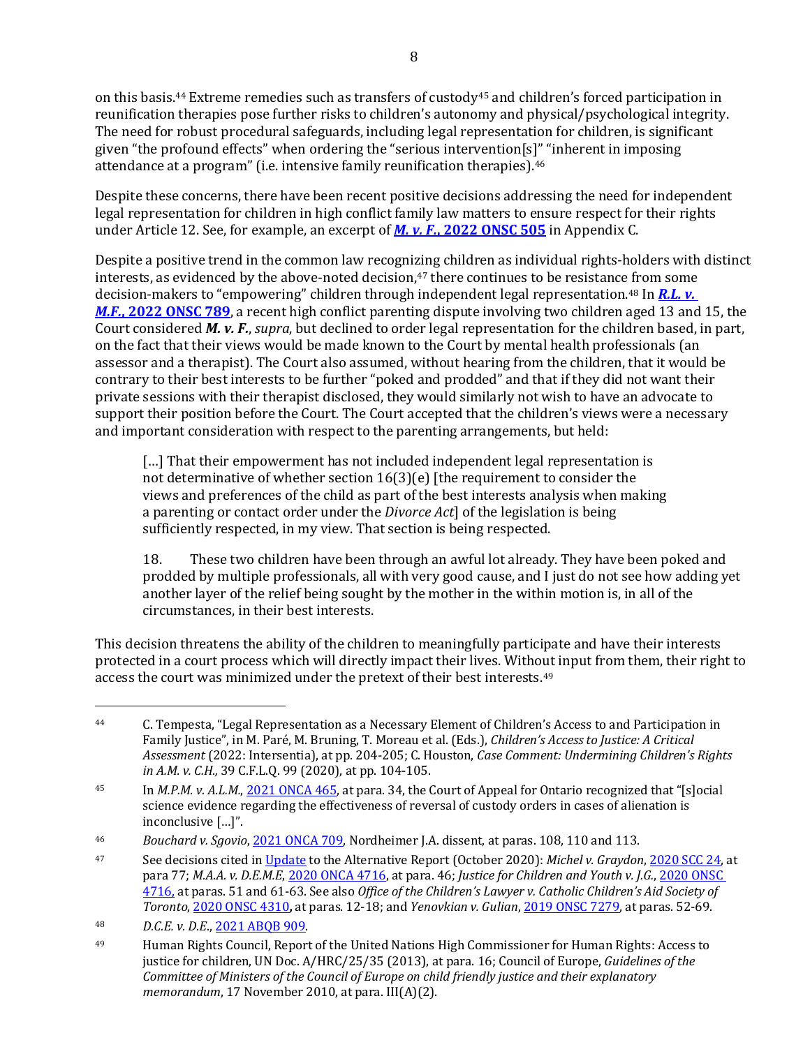on this basis.[44] Extreme remedies such as transfers of custody[45] and children's forced participation in reunification therapies pose further risks to children's autonomy and physical/psychological integrity. The need for robust procedural safeguards, including legal representation for children, is significant given "the profound effects" when ordering the "serious intervention[s]" "inherent in imposing attendance at a program" (i.e. intensive family reunification therapies).[46]

Despite these concerns, there have been recent positive decisions addressing the need for independent legal representation for children in high conflict family law matters to ensure respect for their rights under Article 12. See, for example, an excerpt of ***M. v. F.*, 2022 ONSC 505** in Appendix C.

Despite a positive trend in the common law recognizing children as individual rights-holders with distinct interests, as evidenced by the above-noted decision,[47] there continues to be resistance from some decision-makers to "empowering" children through independent legal representation.[48] In ***R.L. v. M.F.*, 2022 ONSC 789**, a recent high conflict parenting dispute involving two children aged 13 and 15, the Court considered ***M. v. F.***, *supra*, but declined to order legal representation for the children based, in part, on the fact that their views would be made known to the Court by mental health professionals (an assessor and a therapist). The Court also assumed, without hearing from the children, that it would be contrary to their best interests to be further "poked and prodded" and that if they did not want their private sessions with their therapist disclosed, they would similarly not wish to have an advocate to support their position before the Court. The Court accepted that the children's views were a necessary and important consideration with respect to the parenting arrangements, but held:

> […] That their empowerment has not included independent legal representation is not determinative of whether section 16(3)(e) [the requirement to consider the views and preferences of the child as part of the best interests analysis when making a parenting or contact order under the *Divorce Act*] of the legislation is being sufficiently respected, in my view. That section is being respected.
>
> 18. These two children have been through an awful lot already. They have been poked and prodded by multiple professionals, all with very good cause, and I just do not see how adding yet another layer of the relief being sought by the mother in the within motion is, in all of the circumstances, in their best interests.

This decision threatens the ability of the children to meaningfully participate and have their interests protected in a court process which will directly impact their lives. Without input from them, their right to access the court was minimized under the pretext of their best interests.[49]

---

[44] C. Tempesta, "Legal Representation as a Necessary Element of Children's Access to and Participation in Family Justice", in M. Paré, M. Bruning, T. Moreau et al. (Eds.), *Children's Access to Justice: A Critical Assessment* (2022: Intersentia), at pp. 204-205; C. Houston, *Case Comment: Undermining Children's Rights in A.M. v. C.H.,* 39 C.F.L.Q. 99 (2020), at pp. 104-105.

[45] In *M.P.M. v. A.L.M.*, 2021 ONCA 465, at para. 34, the Court of Appeal for Ontario recognized that "[s]ocial science evidence regarding the effectiveness of reversal of custody orders in cases of alienation is inconclusive […]".

[46] *Bouchard v. Sgovio*, 2021 ONCA 709, Nordheimer J.A. dissent, at paras. 108, 110 and 113.

[47] See decisions cited in Update to the Alternative Report (October 2020): *Michel v. Graydon*, 2020 SCC 24, at para 77; *M.A.A. v. D.E.M.E*, 2020 ONCA 4716, at para. 46; *Justice for Children and Youth v. J.G.*, 2020 ONSC 4716, at paras. 51 and 61-63. See also *Office of the Children's Lawyer v. Catholic Children's Aid Society of Toronto*, 2020 ONSC 4310, at paras. 12-18; and *Yenovkian v. Gulian*, 2019 ONSC 7279, at paras. 52-69.

[48] *D.C.E. v. D.E.*, 2021 ABQB 909.

[49] Human Rights Council, Report of the United Nations High Commissioner for Human Rights: Access to justice for children, UN Doc. A/HRC/25/35 (2013), at para. 16; Council of Europe, *Guidelines of the Committee of Ministers of the Council of Europe on child friendly justice and their explanatory memorandum*, 17 November 2010, at para. III(A)(2).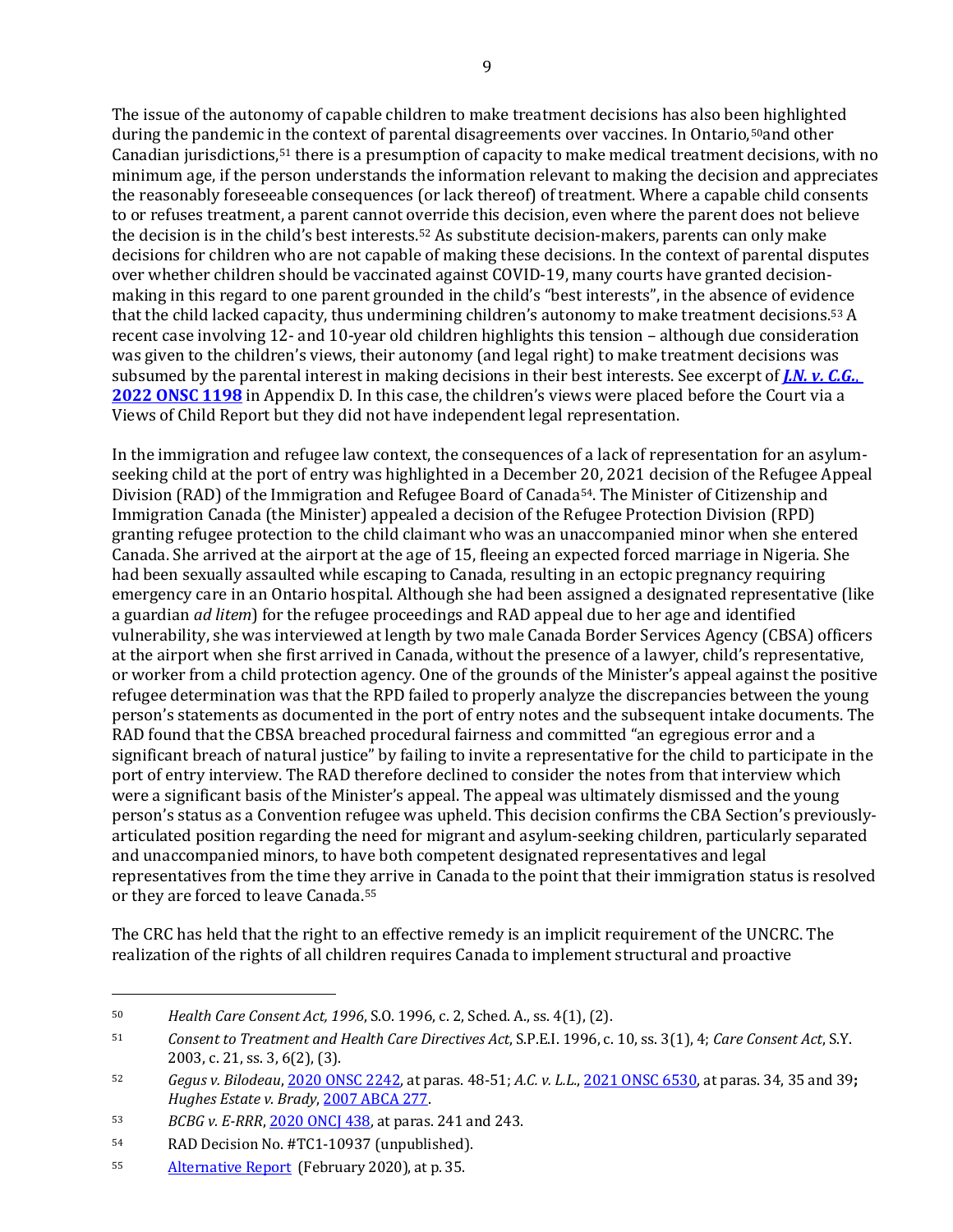The issue of the autonomy of capable children to make treatment decisions has also been highlighted during the pandemic in the context of parental disagreements over vaccines. In Ontario,[50] and other Canadian jurisdictions,[51] there is a presumption of capacity to make medical treatment decisions, with no minimum age, if the person understands the information relevant to making the decision and appreciates the reasonably foreseeable consequences (or lack thereof) of treatment. Where a capable child consents to or refuses treatment, a parent cannot override this decision, even where the parent does not believe the decision is in the child's best interests.[52] As substitute decision-makers, parents can only make decisions for children who are not capable of making these decisions. In the context of parental disputes over whether children should be vaccinated against COVID-19, many courts have granted decision-making in this regard to one parent grounded in the child's "best interests", in the absence of evidence that the child lacked capacity, thus undermining children's autonomy to make treatment decisions.[53] A recent case involving 12- and 10-year old children highlights this tension – although due consideration was given to the children's views, their autonomy (and legal right) to make treatment decisions was subsumed by the parental interest in making decisions in their best interests. See excerpt of ***J.N. v. C.G.*, 2022 ONSC 1198** in Appendix D. In this case, the children's views were placed before the Court via a Views of Child Report but they did not have independent legal representation.

In the immigration and refugee law context, the consequences of a lack of representation for an asylum-seeking child at the port of entry was highlighted in a December 20, 2021 decision of the Refugee Appeal Division (RAD) of the Immigration and Refugee Board of Canada[54]. The Minister of Citizenship and Immigration Canada (the Minister) appealed a decision of the Refugee Protection Division (RPD) granting refugee protection to the child claimant who was an unaccompanied minor when she entered Canada. She arrived at the airport at the age of 15, fleeing an expected forced marriage in Nigeria. She had been sexually assaulted while escaping to Canada, resulting in an ectopic pregnancy requiring emergency care in an Ontario hospital. Although she had been assigned a designated representative (like a guardian *ad litem*) for the refugee proceedings and RAD appeal due to her age and identified vulnerability, she was interviewed at length by two male Canada Border Services Agency (CBSA) officers at the airport when she first arrived in Canada, without the presence of a lawyer, child's representative, or worker from a child protection agency. One of the grounds of the Minister's appeal against the positive refugee determination was that the RPD failed to properly analyze the discrepancies between the young person's statements as documented in the port of entry notes and the subsequent intake documents. The RAD found that the CBSA breached procedural fairness and committed "an egregious error and a significant breach of natural justice" by failing to invite a representative for the child to participate in the port of entry interview. The RAD therefore declined to consider the notes from that interview which were a significant basis of the Minister's appeal. The appeal was ultimately dismissed and the young person's status as a Convention refugee was upheld. This decision confirms the CBA Section's previously-articulated position regarding the need for migrant and asylum-seeking children, particularly separated and unaccompanied minors, to have both competent designated representatives and legal representatives from the time they arrive in Canada to the point that their immigration status is resolved or they are forced to leave Canada.[55]

The CRC has held that the right to an effective remedy is an implicit requirement of the UNCRC. The realization of the rights of all children requires Canada to implement structural and proactive

---

[50] *Health Care Consent Act, 1996*, S.O. 1996, c. 2, Sched. A., ss. 4(1), (2).

[51] *Consent to Treatment and Health Care Directives Act*, S.P.E.I. 1996, c. 10, ss. 3(1), 4; *Care Consent Act*, S.Y. 2003, c. 21, ss. 3, 6(2), (3).

[52] *Gegus v. Bilodeau*, 2020 ONSC 2242, at paras. 48-51; *A.C. v. L.L.*, 2021 ONSC 6530, at paras. 34, 35 and 39**;** *Hughes Estate v. Brady*, 2007 ABCA 277.

[53] *BCBG v. E-RRR*, 2020 ONCJ 438, at paras. 241 and 243.

[54] RAD Decision No. #TC1-10937 (unpublished).

[55] Alternative Report (February 2020), at p. 35.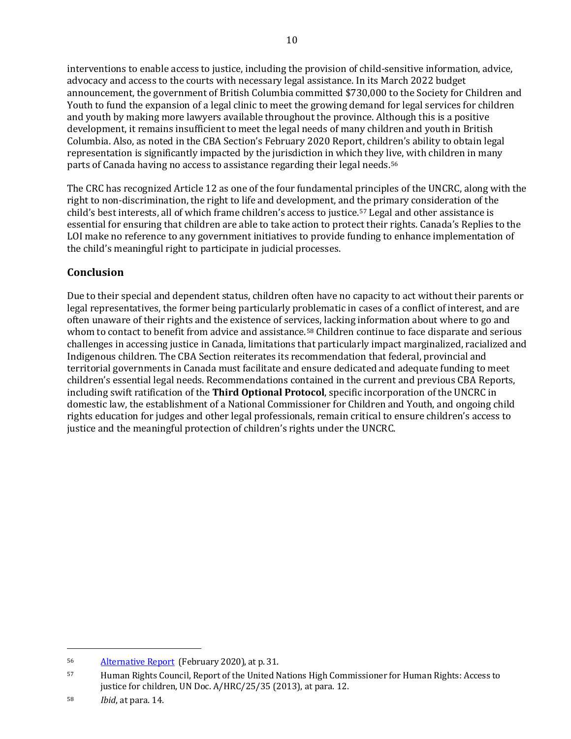interventions to enable access to justice, including the provision of child-sensitive information, advice, advocacy and access to the courts with necessary legal assistance. In its March 2022 budget announcement, the government of British Columbia committed $730,000 to the Society for Children and Youth to fund the expansion of a legal clinic to meet the growing demand for legal services for children and youth by making more lawyers available throughout the province. Although this is a positive development, it remains insufficient to meet the legal needs of many children and youth in British Columbia. Also, as noted in the CBA Section's February 2020 Report, children's ability to obtain legal representation is significantly impacted by the jurisdiction in which they live, with children in many parts of Canada having no access to assistance regarding their legal needs.[56]

The CRC has recognized Article 12 as one of the four fundamental principles of the UNCRC, along with the right to non-discrimination, the right to life and development, and the primary consideration of the child's best interests, all of which frame children's access to justice.[57] Legal and other assistance is essential for ensuring that children are able to take action to protect their rights. Canada's Replies to the LOI make no reference to any government initiatives to provide funding to enhance implementation of the child's meaningful right to participate in judicial processes.

## Conclusion

Due to their special and dependent status, children often have no capacity to act without their parents or legal representatives, the former being particularly problematic in cases of a conflict of interest, and are often unaware of their rights and the existence of services, lacking information about where to go and whom to contact to benefit from advice and assistance.[58] Children continue to face disparate and serious challenges in accessing justice in Canada, limitations that particularly impact marginalized, racialized and Indigenous children. The CBA Section reiterates its recommendation that federal, provincial and territorial governments in Canada must facilitate and ensure dedicated and adequate funding to meet children's essential legal needs. Recommendations contained in the current and previous CBA Reports, including swift ratification of the **Third Optional Protocol**, specific incorporation of the UNCRC in domestic law, the establishment of a National Commissioner for Children and Youth, and ongoing child rights education for judges and other legal professionals, remain critical to ensure children's access to justice and the meaningful protection of children's rights under the UNCRC.

---

[56] Alternative Report (February 2020), at p. 31.

[57] Human Rights Council, Report of the United Nations High Commissioner for Human Rights: Access to justice for children, UN Doc. A/HRC/25/35 (2013), at para. 12.

[58] *Ibid*, at para. 14.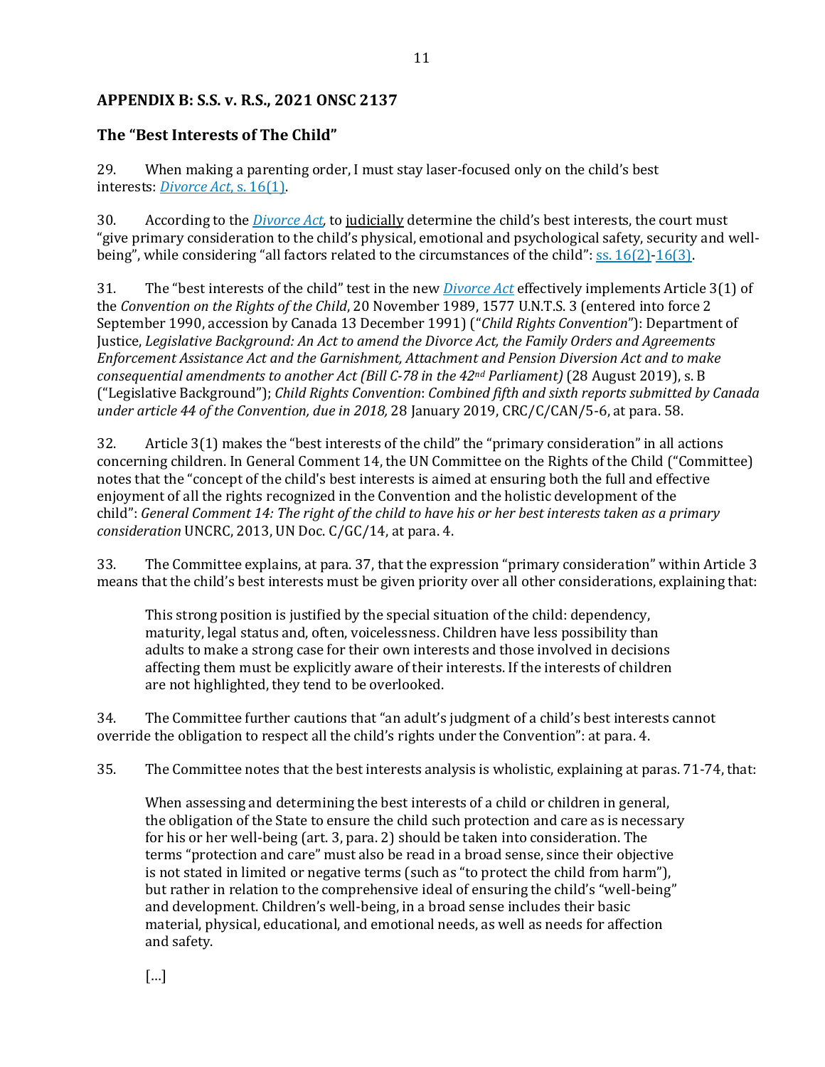## APPENDIX B: S.S. v. R.S., 2021 ONSC 2137

## The "Best Interests of The Child"

29. When making a parenting order, I must stay laser-focused only on the child's best interests: *Divorce Act*, s. 16(1).

30. According to the *Divorce Act*, to judicially determine the child's best interests, the court must "give primary consideration to the child's physical, emotional and psychological safety, security and well-being", while considering "all factors related to the circumstances of the child": ss. 16(2)-16(3).

31. The "best interests of the child" test in the new *Divorce Act* effectively implements Article 3(1) of the *Convention on the Rights of the Child*, 20 November 1989, 1577 U.N.T.S. 3 (entered into force 2 September 1990, accession by Canada 13 December 1991) ("*Child Rights Convention*"): Department of Justice, *Legislative Background: An Act to amend the Divorce Act, the Family Orders and Agreements Enforcement Assistance Act and the Garnishment, Attachment and Pension Diversion Act and to make consequential amendments to another Act (Bill C-78 in the 42nd Parliament)* (28 August 2019), s. B ("Legislative Background"); *Child Rights Convention*: *Combined fifth and sixth reports submitted by Canada under article 44 of the Convention, due in 2018,* 28 January 2019, CRC/C/CAN/5-6, at para. 58.

32. Article 3(1) makes the "best interests of the child" the "primary consideration" in all actions concerning children. In General Comment 14, the UN Committee on the Rights of the Child ("Committee) notes that the "concept of the child's best interests is aimed at ensuring both the full and effective enjoyment of all the rights recognized in the Convention and the holistic development of the child": *General Comment 14: The right of the child to have his or her best interests taken as a primary consideration* UNCRC, 2013, UN Doc. C/GC/14, at para. 4.

33. The Committee explains, at para. 37, that the expression "primary consideration" within Article 3 means that the child's best interests must be given priority over all other considerations, explaining that:

> This strong position is justified by the special situation of the child: dependency, maturity, legal status and, often, voicelessness. Children have less possibility than adults to make a strong case for their own interests and those involved in decisions affecting them must be explicitly aware of their interests. If the interests of children are not highlighted, they tend to be overlooked.

34. The Committee further cautions that "an adult's judgment of a child's best interests cannot override the obligation to respect all the child's rights under the Convention": at para. 4.

35. The Committee notes that the best interests analysis is wholistic, explaining at paras. 71-74, that:

> When assessing and determining the best interests of a child or children in general, the obligation of the State to ensure the child such protection and care as is necessary for his or her well-being (art. 3, para. 2) should be taken into consideration. The terms "protection and care" must also be read in a broad sense, since their objective is not stated in limited or negative terms (such as "to protect the child from harm"), but rather in relation to the comprehensive ideal of ensuring the child's "well-being" and development. Children's well-being, in a broad sense includes their basic material, physical, educational, and emotional needs, as well as needs for affection and safety.
>
> [...]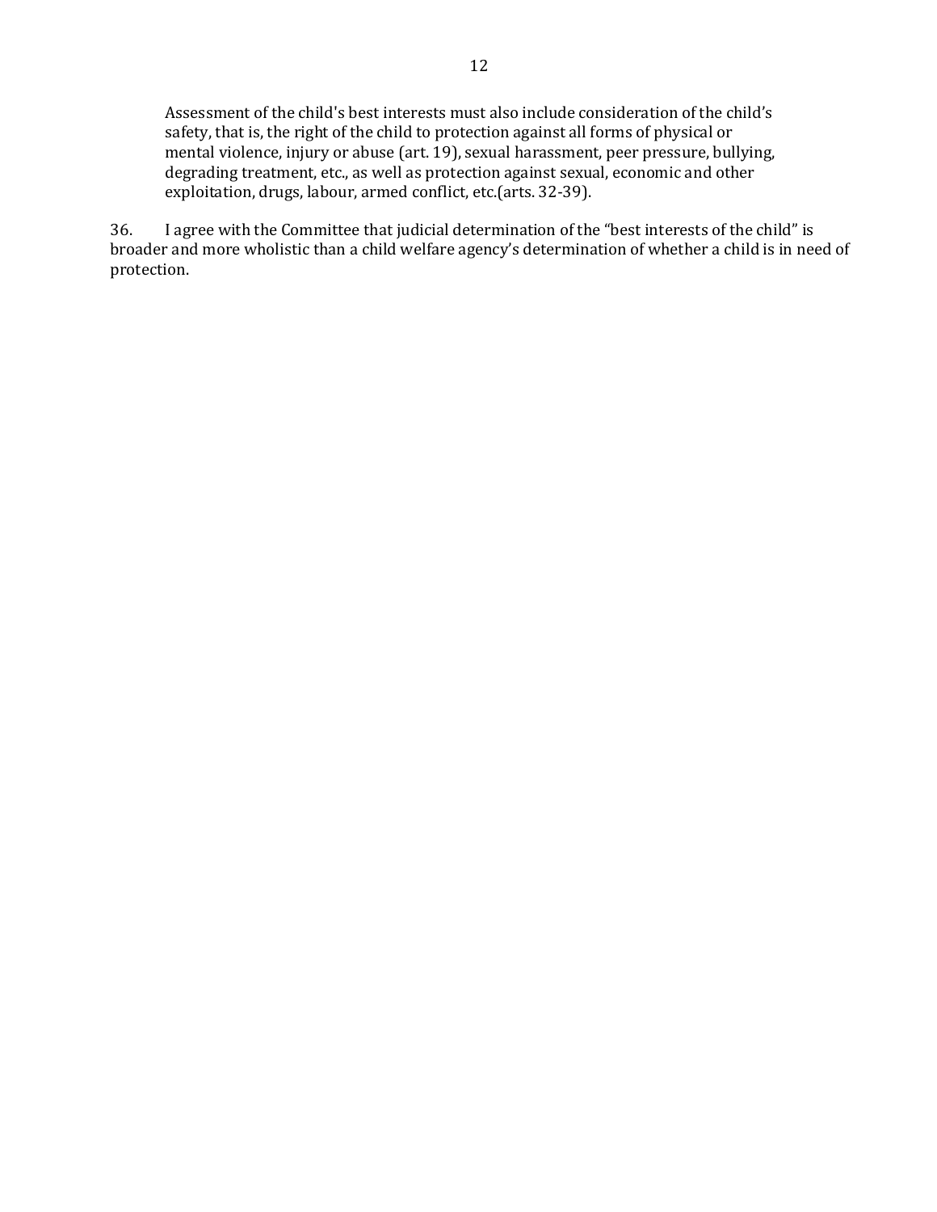> Assessment of the child's best interests must also include consideration of the child's safety, that is, the right of the child to protection against all forms of physical or mental violence, injury or abuse (art. 19), sexual harassment, peer pressure, bullying, degrading treatment, etc., as well as protection against sexual, economic and other exploitation, drugs, labour, armed conflict, etc.(arts. 32-39).

36. I agree with the Committee that judicial determination of the "best interests of the child" is broader and more wholistic than a child welfare agency's determination of whether a child is in need of protection.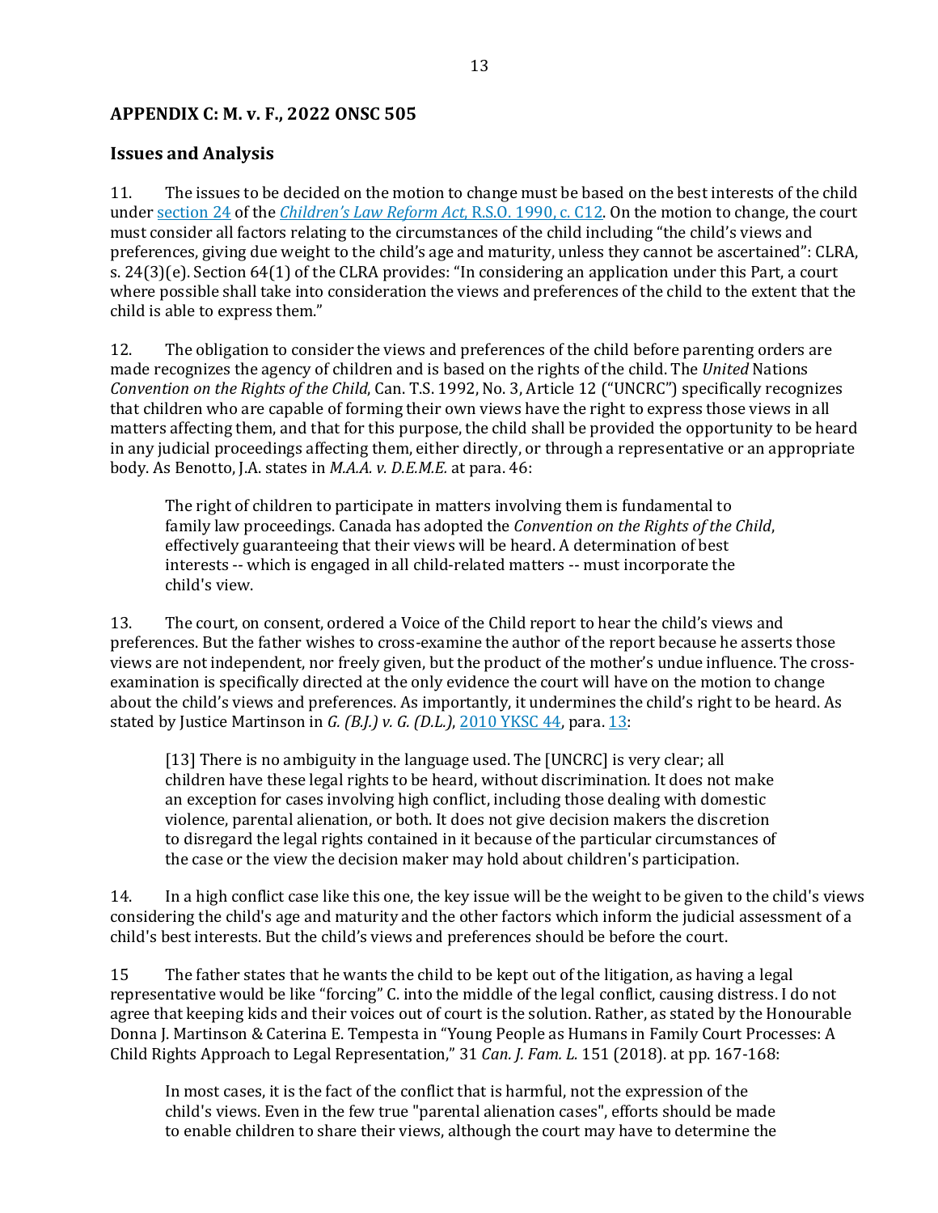## APPENDIX C: M. v. F., 2022 ONSC 505

## Issues and Analysis

11. The issues to be decided on the motion to change must be based on the best interests of the child under section 24 of the *Children's Law Reform Act*, R.S.O. 1990, c. C12. On the motion to change, the court must consider all factors relating to the circumstances of the child including "the child's views and preferences, giving due weight to the child's age and maturity, unless they cannot be ascertained": CLRA, s. 24(3)(e). Section 64(1) of the CLRA provides: "In considering an application under this Part, a court where possible shall take into consideration the views and preferences of the child to the extent that the child is able to express them."

12. The obligation to consider the views and preferences of the child before parenting orders are made recognizes the agency of children and is based on the rights of the child. The *United* Nations *Convention on the Rights of the Child*, Can. T.S. 1992, No. 3, Article 12 ("UNCRC") specifically recognizes that children who are capable of forming their own views have the right to express those views in all matters affecting them, and that for this purpose, the child shall be provided the opportunity to be heard in any judicial proceedings affecting them, either directly, or through a representative or an appropriate body. As Benotto, J.A. states in *M.A.A. v. D.E.M.E.* at para. 46:

> The right of children to participate in matters involving them is fundamental to family law proceedings. Canada has adopted the *Convention on the Rights of the Child*, effectively guaranteeing that their views will be heard. A determination of best interests -- which is engaged in all child-related matters -- must incorporate the child's view.

13. The court, on consent, ordered a Voice of the Child report to hear the child's views and preferences. But the father wishes to cross-examine the author of the report because he asserts those views are not independent, nor freely given, but the product of the mother's undue influence. The cross-examination is specifically directed at the only evidence the court will have on the motion to change about the child's views and preferences. As importantly, it undermines the child's right to be heard. As stated by Justice Martinson in *G. (B.J.) v. G. (D.L.)*, 2010 YKSC 44, para. 13:

> [13] There is no ambiguity in the language used. The [UNCRC] is very clear; all children have these legal rights to be heard, without discrimination. It does not make an exception for cases involving high conflict, including those dealing with domestic violence, parental alienation, or both. It does not give decision makers the discretion to disregard the legal rights contained in it because of the particular circumstances of the case or the view the decision maker may hold about children's participation.

14. In a high conflict case like this one, the key issue will be the weight to be given to the child's views considering the child's age and maturity and the other factors which inform the judicial assessment of a child's best interests. But the child's views and preferences should be before the court.

15 The father states that he wants the child to be kept out of the litigation, as having a legal representative would be like "forcing" C. into the middle of the legal conflict, causing distress. I do not agree that keeping kids and their voices out of court is the solution. Rather, as stated by the Honourable Donna J. Martinson & Caterina E. Tempesta in "Young People as Humans in Family Court Processes: A Child Rights Approach to Legal Representation," 31 *Can. J. Fam. L.* 151 (2018). at pp. 167-168:

> In most cases, it is the fact of the conflict that is harmful, not the expression of the child's views. Even in the few true "parental alienation cases", efforts should be made to enable children to share their views, although the court may have to determine the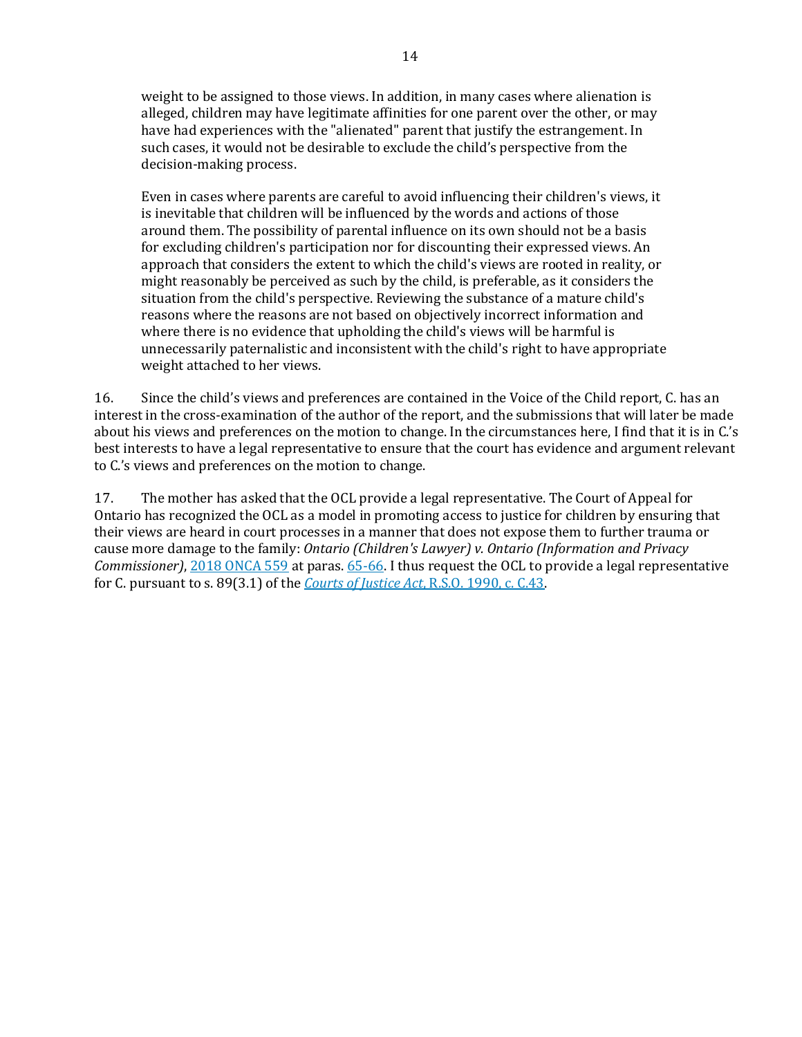> weight to be assigned to those views. In addition, in many cases where alienation is alleged, children may have legitimate affinities for one parent over the other, or may have had experiences with the "alienated" parent that justify the estrangement. In such cases, it would not be desirable to exclude the child's perspective from the decision-making process.
>
> Even in cases where parents are careful to avoid influencing their children's views, it is inevitable that children will be influenced by the words and actions of those around them. The possibility of parental influence on its own should not be a basis for excluding children's participation nor for discounting their expressed views. An approach that considers the extent to which the child's views are rooted in reality, or might reasonably be perceived as such by the child, is preferable, as it considers the situation from the child's perspective. Reviewing the substance of a mature child's reasons where the reasons are not based on objectively incorrect information and where there is no evidence that upholding the child's views will be harmful is unnecessarily paternalistic and inconsistent with the child's right to have appropriate weight attached to her views.

16. Since the child's views and preferences are contained in the Voice of the Child report, C. has an interest in the cross-examination of the author of the report, and the submissions that will later be made about his views and preferences on the motion to change. In the circumstances here, I find that it is in C.'s best interests to have a legal representative to ensure that the court has evidence and argument relevant to C.'s views and preferences on the motion to change.

17. The mother has asked that the OCL provide a legal representative. The Court of Appeal for Ontario has recognized the OCL as a model in promoting access to justice for children by ensuring that their views are heard in court processes in a manner that does not expose them to further trauma or cause more damage to the family: *Ontario (Children's Lawyer) v. Ontario (Information and Privacy Commissioner)*, 2018 ONCA 559 at paras. 65-66. I thus request the OCL to provide a legal representative for C. pursuant to s. 89(3.1) of the *Courts of Justice Act*, R.S.O. 1990, c. C.43.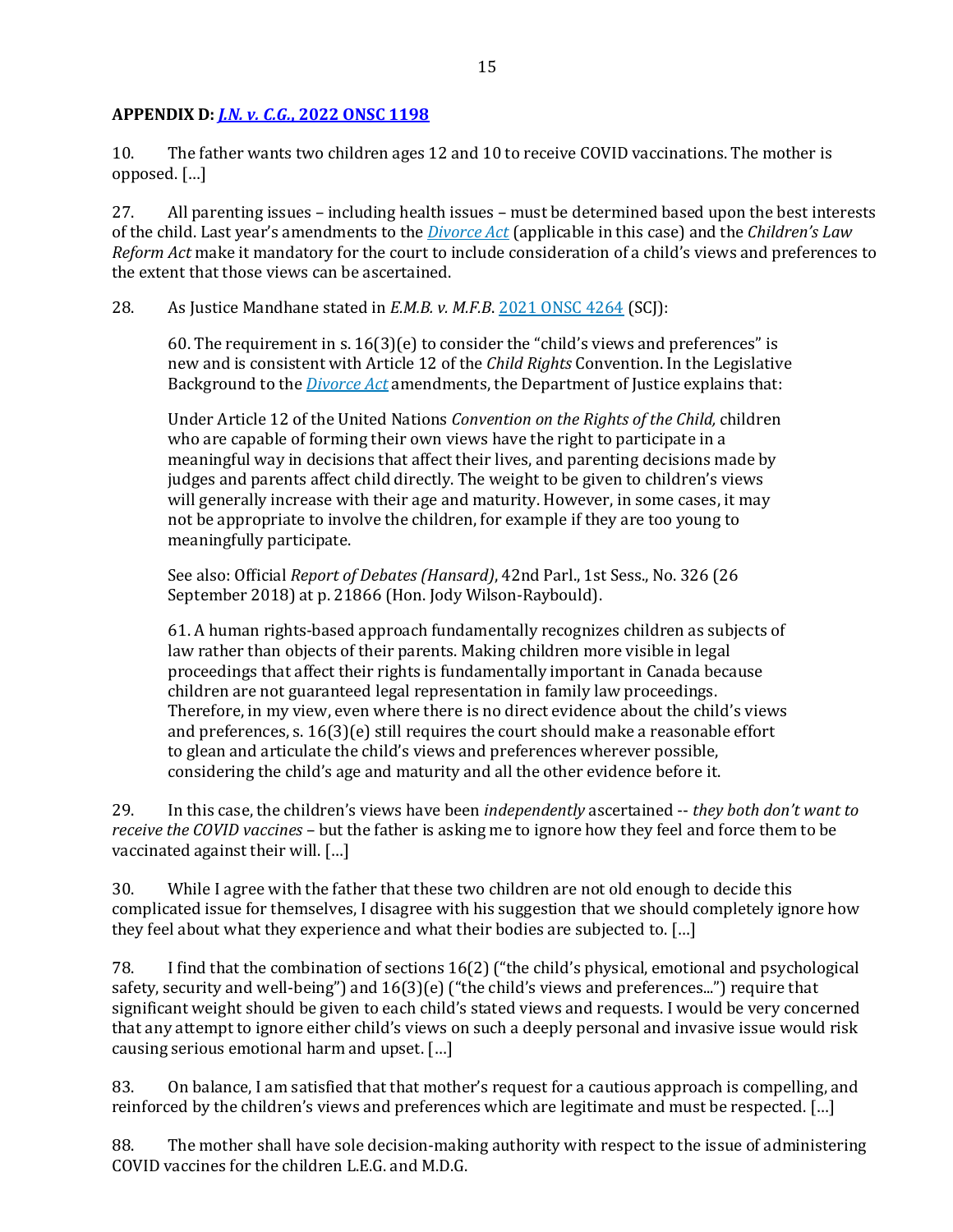**APPENDIX D: *J.N. v. C.G.*, 2022 ONSC 1198**

10. The father wants two children ages 12 and 10 to receive COVID vaccinations. The mother is opposed. […]

27. All parenting issues – including health issues – must be determined based upon the best interests of the child. Last year's amendments to the *Divorce Act* (applicable in this case) and the *Children's Law Reform Act* make it mandatory for the court to include consideration of a child's views and preferences to the extent that those views can be ascertained.

28. As Justice Mandhane stated in *E.M.B. v. M.F.B.* 2021 ONSC 4264 (SCJ):

> 60. The requirement in s. 16(3)(e) to consider the "child's views and preferences" is new and is consistent with Article 12 of the *Child Rights* Convention. In the Legislative Background to the *Divorce Act* amendments, the Department of Justice explains that:
>
> Under Article 12 of the United Nations *Convention on the Rights of the Child,* children who are capable of forming their own views have the right to participate in a meaningful way in decisions that affect their lives, and parenting decisions made by judges and parents affect child directly. The weight to be given to children's views will generally increase with their age and maturity. However, in some cases, it may not be appropriate to involve the children, for example if they are too young to meaningfully participate.
>
> See also: Official *Report of Debates (Hansard)*, 42nd Parl., 1st Sess., No. 326 (26 September 2018) at p. 21866 (Hon. Jody Wilson-Raybould).
>
> 61. A human rights-based approach fundamentally recognizes children as subjects of law rather than objects of their parents. Making children more visible in legal proceedings that affect their rights is fundamentally important in Canada because children are not guaranteed legal representation in family law proceedings. Therefore, in my view, even where there is no direct evidence about the child's views and preferences, s. 16(3)(e) still requires the court should make a reasonable effort to glean and articulate the child's views and preferences wherever possible, considering the child's age and maturity and all the other evidence before it.

29. In this case, the children's views have been *independently* ascertained -- *they both don't want to receive the COVID vaccines* – but the father is asking me to ignore how they feel and force them to be vaccinated against their will. […]

30. While I agree with the father that these two children are not old enough to decide this complicated issue for themselves, I disagree with his suggestion that we should completely ignore how they feel about what they experience and what their bodies are subjected to. […]

78. I find that the combination of sections 16(2) ("the child's physical, emotional and psychological safety, security and well-being") and 16(3)(e) ("the child's views and preferences...") require that significant weight should be given to each child's stated views and requests. I would be very concerned that any attempt to ignore either child's views on such a deeply personal and invasive issue would risk causing serious emotional harm and upset. […]

83. On balance, I am satisfied that that mother's request for a cautious approach is compelling, and reinforced by the children's views and preferences which are legitimate and must be respected. […]

88. The mother shall have sole decision-making authority with respect to the issue of administering COVID vaccines for the children L.E.G. and M.D.G.